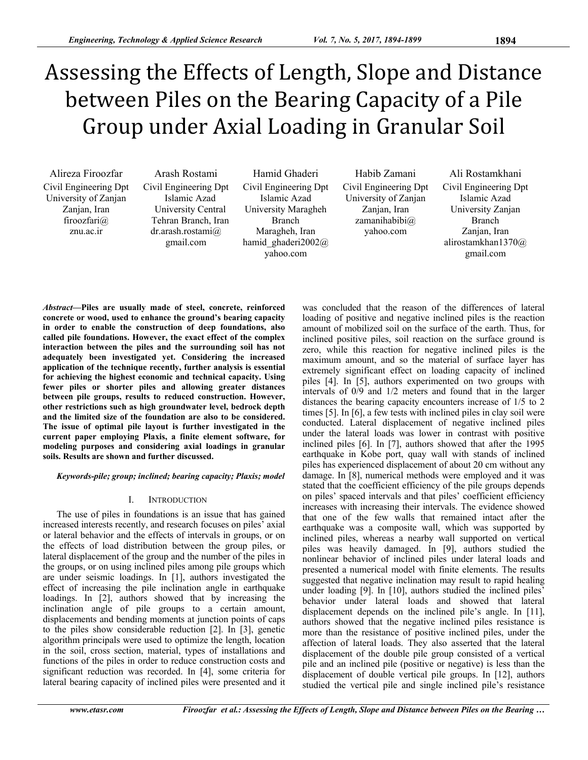# Assessing the Effects of Length, Slope and Distance between Piles on the Bearing Capacity of a Pile Group under Axial Loading in Granular Soil

Alireza Firoozfar
Civil Engineering Dpt
University of Zanjan
Zanjan, Iran
firoozfari@znu.ac.ir

Arash Rostami
Civil Engineering Dpt
Islamic Azad University Central Tehran Branch, Iran
dr.arash.rostami@gmail.com

Hamid Ghaderi
Civil Engineering Dpt
Islamic Azad University Maragheh Branch
Maragheh, Iran
hamid_ghaderi2002@yahoo.com

Habib Zamani
Civil Engineering Dpt
University of Zanjan
Zanjan, Iran
zamanihabibi@yahoo.com

Ali Rostamkhani
Civil Engineering Dpt
Islamic Azad University Zanjan Branch
Zanjan, Iran
alirostamkhan1370@gmail.com

***Abstract*—Piles are usually made of steel, concrete, reinforced concrete or wood, used to enhance the ground's bearing capacity in order to enable the construction of deep foundations, also called pile foundations. However, the exact effect of the complex interaction between the piles and the surrounding soil has not adequately been investigated yet. Considering the increased application of the technique recently, further analysis is essential for achieving the highest economic and technical capacity. Using fewer piles or shorter piles and allowing greater distances between pile groups, results to reduced construction. However, other restrictions such as high groundwater level, bedrock depth and the limited size of the foundation are also to be considered. The issue of optimal pile layout is further investigated in the current paper employing Plaxis, a finite element software, for modeling purposes and considering axial loadings in granular soils. Results are shown and further discussed.**

***Keywords-pile; group; inclined; bearing capacity; Plaxis; model***

## I. Introduction

The use of piles in foundations is an issue that has gained increased interests recently, and research focuses on piles' axial or lateral behavior and the effects of intervals in groups, or on the effects of load distribution between the group piles, or lateral displacement of the group and the number of the piles in the groups, or on using inclined piles among pile groups which are under seismic loadings. In [1], authors investigated the effect of increasing the pile inclination angle in earthquake loadings. In [2], authors showed that by increasing the inclination angle of pile groups to a certain amount, displacements and bending moments at junction points of caps to the piles show considerable reduction [2]. In [3], genetic algorithm principals were used to optimize the length, location in the soil, cross section, material, types of installations and functions of the piles in order to reduce construction costs and significant reduction was recorded. In [4], some criteria for lateral bearing capacity of inclined piles were presented and it was concluded that the reason of the differences of lateral loading of positive and negative inclined piles is the reaction amount of mobilized soil on the surface of the earth. Thus, for inclined positive piles, soil reaction on the surface ground is zero, while this reaction for negative inclined piles is the maximum amount, and so the material of surface layer has extremely significant effect on loading capacity of inclined piles [4]. In [5], authors experimented on two groups with intervals of 0/9 and 1/2 meters and found that in the larger distances the bearing capacity encounters increase of 1/5 to 2 times [5]. In [6], a few tests with inclined piles in clay soil were conducted. Lateral displacement of negative inclined piles under the lateral loads was lower in contrast with positive inclined piles [6]. In [7], authors showed that after the 1995 earthquake in Kobe port, quay wall with stands of inclined piles has experienced displacement of about 20 cm without any damage. In [8], numerical methods were employed and it was stated that the coefficient efficiency of the pile groups depends on piles' spaced intervals and that piles' coefficient efficiency increases with increasing their intervals. The evidence showed that one of the few walls that remained intact after the earthquake was a composite wall, which was supported by inclined piles, whereas a nearby wall supported on vertical piles was heavily damaged. In [9], authors studied the nonlinear behavior of inclined piles under lateral loads and presented a numerical model with finite elements. The results suggested that negative inclination may result to rapid healing under loading [9]. In [10], authors studied the inclined piles' behavior under lateral loads and showed that lateral displacement depends on the inclined pile's angle. In [11], authors showed that the negative inclined piles resistance is more than the resistance of positive inclined piles, under the affection of lateral loads. They also asserted that the lateral displacement of the double pile group consisted of a vertical pile and an inclined pile (positive or negative) is less than the displacement of double vertical pile groups. In [12], authors studied the vertical pile and single inclined pile's resistance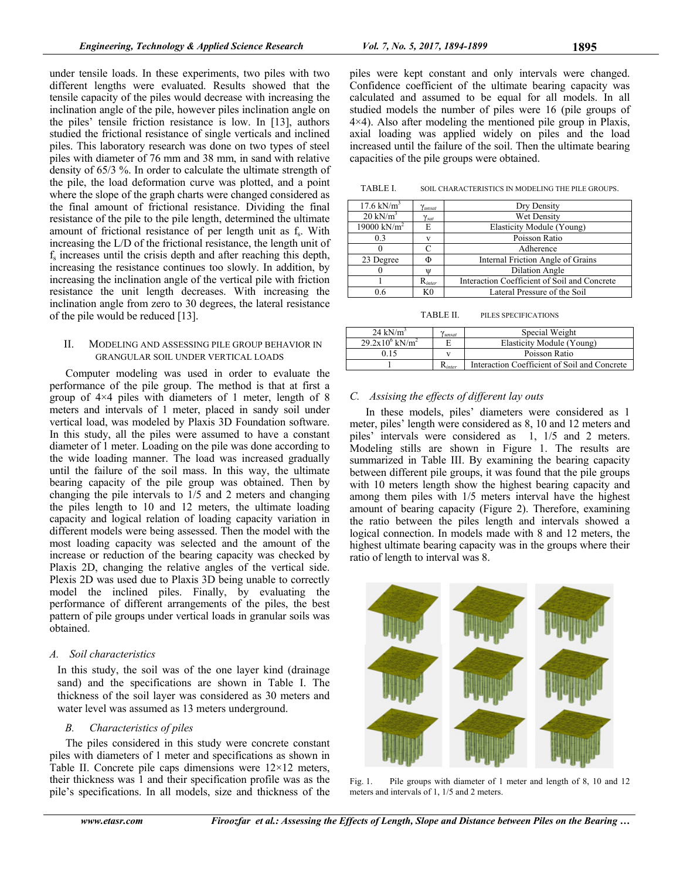under tensile loads. In these experiments, two piles with two different lengths were evaluated. Results showed that the tensile capacity of the piles would decrease with increasing the inclination angle of the pile, however piles inclination angle on the piles' tensile friction resistance is low. In [13], authors studied the frictional resistance of single verticals and inclined piles. This laboratory research was done on two types of steel piles with diameter of 76 mm and 38 mm, in sand with relative density of 65/3 %. In order to calculate the ultimate strength of the pile, the load deformation curve was plotted, and a point where the slope of the graph charts were changed considered as the final amount of frictional resistance. Dividing the final resistance of the pile to the pile length, determined the ultimate amount of frictional resistance of per length unit as $f_s$. With increasing the L/D of the frictional resistance, the length unit of $f_s$ increases until the crisis depth and after reaching this depth, increasing the resistance continues too slowly. In addition, by increasing the inclination angle of the vertical pile with friction resistance the unit length decreases. With increasing the inclination angle from zero to 30 degrees, the lateral resistance of the pile would be reduced [13].

## II. Modeling and Assessing Pile Group Behavior in Grangular Soil Under Vertical Loads

Computer modeling was used in order to evaluate the performance of the pile group. The method is that at first a group of 4×4 piles with diameters of 1 meter, length of 8 meters and intervals of 1 meter, placed in sandy soil under vertical load, was modeled by Plaxis 3D Foundation software. In this study, all the piles were assumed to have a constant diameter of 1 meter. Loading on the pile was done according to the wide loading manner. The load was increased gradually until the failure of the soil mass. In this way, the ultimate bearing capacity of the pile group was obtained. Then by changing the pile intervals to 1/5 and 2 meters and changing the piles length to 10 and 12 meters, the ultimate loading capacity and logical relation of loading capacity variation in different models were being assessed. Then the model with the most loading capacity was selected and the amount of the increase or reduction of the bearing capacity was checked by Plaxis 2D, changing the relative angles of the vertical side. Plexis 2D was used due to Plaxis 3D being unable to correctly model the inclined piles. Finally, by evaluating the performance of different arrangements of the piles, the best pattern of pile groups under vertical loads in granular soils was obtained.

### *A. Soil characteristics*

In this study, the soil was of the one layer kind (drainage sand) and the specifications are shown in Table I. The thickness of the soil layer was considered as 30 meters and water level was assumed as 13 meters underground.

### *B. Characteristics of piles*

The piles considered in this study were concrete constant piles with diameters of 1 meter and specifications as shown in Table II. Concrete pile caps dimensions were 12×12 meters, their thickness was 1 and their specification profile was as the pile's specifications. In all models, size and thickness of the piles were kept constant and only intervals were changed. Confidence coefficient of the ultimate bearing capacity was calculated and assumed to be equal for all models. In all studied models the number of piles were 16 (pile groups of 4×4). Also after modeling the mentioned pile group in Plaxis, axial loading was applied widely on piles and the load increased until the failure of the soil. Then the ultimate bearing capacities of the pile groups were obtained.

TABLE I. SOIL CHARACTERISTICS IN MODELING THE PILE GROUPS.

| | | |
|---|---|---|
| 17.6 kN/m$^3$ | $\gamma_{unsat}$ | Dry Density |
| 20 kN/m$^3$ | $\gamma_{sat}$ | Wet Density |
| 19000 kN/m$^2$ | E | Elasticity Module (Young) |
| 0.3 | ν | Poisson Ratio |
| 0 | C | Adherence |
| 23 Degree | Φ | Internal Friction Angle of Grains |
| 0 | ψ | Dilation Angle |
| 1 | $R_{inter}$ | Interaction Coefficient of Soil and Concrete |
| 0.6 | K0 | Lateral Pressure of the Soil |

TABLE II. PILES SPECIFICATIONS

| | | |
|---|---|---|
| 24 kN/m$^3$ | $\gamma_{unsat}$ | Special Weight |
| 29.2x10$^6$ kN/m$^2$ | E | Elasticity Module (Young) |
| 0.15 | ν | Poisson Ratio |
| 1 | $R_{inter}$ | Interaction Coefficient of Soil and Concrete |

### *C. Assising the effects of different lay outs*

In these models, piles' diameters were considered as 1 meter, piles' length were considered as 8, 10 and 12 meters and piles' intervals were considered as 1, 1/5 and 2 meters. Modeling stills are shown in Figure 1. The results are summarized in Table III. By examining the bearing capacity between different pile groups, it was found that the pile groups with 10 meters length show the highest bearing capacity and among them piles with 1/5 meters interval have the highest amount of bearing capacity (Figure 2). Therefore, examining the ratio between the piles length and intervals showed a logical connection. In models made with 8 and 12 meters, the highest ultimate bearing capacity was in the groups where their ratio of length to interval was 8.

Fig. 1. Pile groups with diameter of 1 meter and length of 8, 10 and 12 meters and intervals of 1, 1/5 and 2 meters.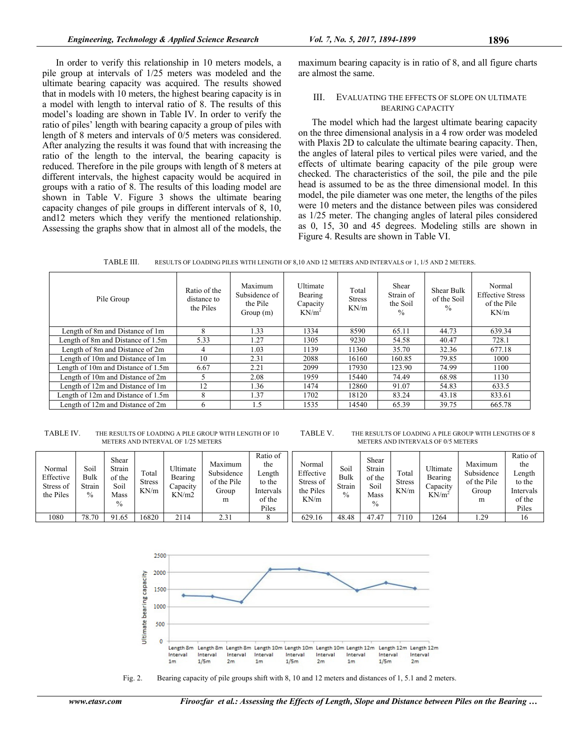In order to verify this relationship in 10 meters models, a pile group at intervals of 1/25 meters was modeled and the ultimate bearing capacity was acquired. The results showed that in models with 10 meters, the highest bearing capacity is in a model with length to interval ratio of 8. The results of this model's loading are shown in Table IV. In order to verify the ratio of piles' length with bearing capacity a group of piles with length of 8 meters and intervals of 0/5 meters was considered. After analyzing the results it was found that with increasing the ratio of the length to the interval, the bearing capacity is reduced. Therefore in the pile groups with length of 8 meters at different intervals, the highest capacity would be acquired in groups with a ratio of 8. The results of this loading model are shown in Table V. Figure 3 shows the ultimate bearing capacity changes of pile groups in different intervals of 8, 10, and12 meters which they verify the mentioned relationship. Assessing the graphs show that in almost all of the models, the maximum bearing capacity is in ratio of 8, and all figure charts are almost the same.

## III. Evaluating the Effects of Slope on Ultimate Bearing Capacity

The model which had the largest ultimate bearing capacity on the three dimensional analysis in a 4 row order was modeled with Plaxis 2D to calculate the ultimate bearing capacity. Then, the angles of lateral piles to vertical piles were varied, and the effects of ultimate bearing capacity of the pile group were checked. The characteristics of the soil, the pile and the pile head is assumed to be as the three dimensional model. In this model, the pile diameter was one meter, the lengths of the piles were 10 meters and the distance between piles was considered as 1/25 meter. The changing angles of lateral piles considered as 0, 15, 30 and 45 degrees. Modeling stills are shown in Figure 4. Results are shown in Table VI.

TABLE III. RESULTS OF LOADING PILES WITH LENGTH OF 8,10 AND 12 METERS AND INTERVALS OF 1, 1/5 AND 2 METERS.

| Pile Group | Ratio of the distance to the Piles | Maximum Subsidence of the Pile Group (m) | Ultimate Bearing Capacity KN/m$^2$ | Total Stress KN/m | Shear Strain of the Soil % | Shear Bulk of the Soil % | Normal Effective Stress of the Pile KN/m |
|---|---|---|---|---|---|---|---|
| Length of 8m and Distance of 1m | 8 | 1.33 | 1334 | 8590 | 65.11 | 44.73 | 639.34 |
| Length of 8m and Distance of 1.5m | 5.33 | 1.27 | 1305 | 9230 | 54.58 | 40.47 | 728.1 |
| Length of 8m and Distance of 2m | 4 | 1.03 | 1139 | 11360 | 35.70 | 32.36 | 677.18 |
| Length of 10m and Distance of 1m | 10 | 2.31 | 2088 | 16160 | 160.85 | 79.85 | 1000 |
| Length of 10m and Distance of 1.5m | 6.67 | 2.21 | 2099 | 17930 | 123.90 | 74.99 | 1100 |
| Length of 10m and Distance of 2m | 5 | 2.08 | 1959 | 15440 | 74.49 | 68.98 | 1130 |
| Length of 12m and Distance of 1m | 12 | 1.36 | 1474 | 12860 | 91.07 | 54.83 | 633.5 |
| Length of 12m and Distance of 1.5m | 8 | 1.37 | 1702 | 18120 | 83.24 | 43.18 | 833.61 |
| Length of 12m and Distance of 2m | 6 | 1.5 | 1535 | 14540 | 65.39 | 39.75 | 665.78 |

TABLE IV. THE RESULTS OF LOADING A PILE GROUP WITH LENGTH OF 10 METERS AND INTERVAL OF 1/25 METERS

| Normal Effective Stress of the Piles | Soil Bulk Strain % | Shear Strain of the Soil Mass % | Total Stress KN/m | Ultimate Bearing Capacity KN/m2 | Maximum Subsidence of the Pile Group m | Ratio of the Length to the Intervals of the Piles |
|---|---|---|---|---|---|---|
| 1080 | 78.70 | 91.65 | 16820 | 2114 | 2.31 | 8 |

TABLE V. THE RESULTS OF LOADING A PILE GROUP WITH LENGTHS OF 8 METERS AND INTERVALS OF 0/5 METERS

| Normal Effective Stress of the Piles KN/m | Soil Bulk Strain % | Shear Strain of the Soil Mass % | Total Stress KN/m | Ultimate Bearing Capacity KN/m$^2$ | Maximum Subsidence of the Pile Group m | Ratio of the Length to the Intervals of the Piles |
|---|---|---|---|---|---|---|
| 629.16 | 48.48 | 47.47 | 7110 | 1264 | 1.29 | 16 |

Fig. 2. Bearing capacity of pile groups shift with 8, 10 and 12 meters and distances of 1, 5.1 and 2 meters.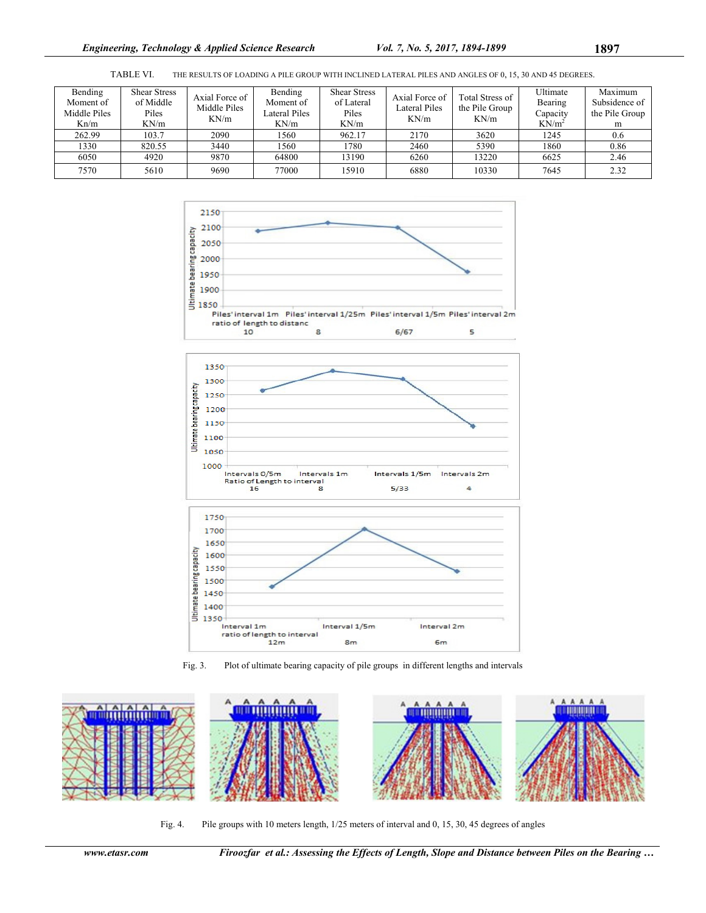TABLE VI. THE RESULTS OF LOADING A PILE GROUP WITH INCLINED LATERAL PILES AND ANGLES OF 0, 15, 30 AND 45 DEGREES.

| Bending Moment of Middle Piles Kn/m | Shear Stress of Middle Piles KN/m | Axial Force of Middle Piles KN/m | Bending Moment of Lateral Piles KN/m | Shear Stress of Lateral Piles KN/m | Axial Force of Lateral Piles KN/m | Total Stress of the Pile Group KN/m | Ultimate Bearing Capacity $KN/m^2$ | Maximum Subsidence of the Pile Group m |
|---|---|---|---|---|---|---|---|---|
| 262.99 | 103.7 | 2090 | 1560 | 962.17 | 2170 | 3620 | 1245 | 0.6 |
| 1330 | 820.55 | 3440 | 1560 | 1780 | 2460 | 5390 | 1860 | 0.86 |
| 6050 | 4920 | 9870 | 64800 | 13190 | 6260 | 13220 | 6625 | 2.46 |
| 7570 | 5610 | 9690 | 77000 | 15910 | 6880 | 10330 | 7645 | 2.32 |

Fig. 3. Plot of ultimate bearing capacity of pile groups in different lengths and intervals

Fig. 4. Pile groups with 10 meters length, 1/25 meters of interval and 0, 15, 30, 45 degrees of angles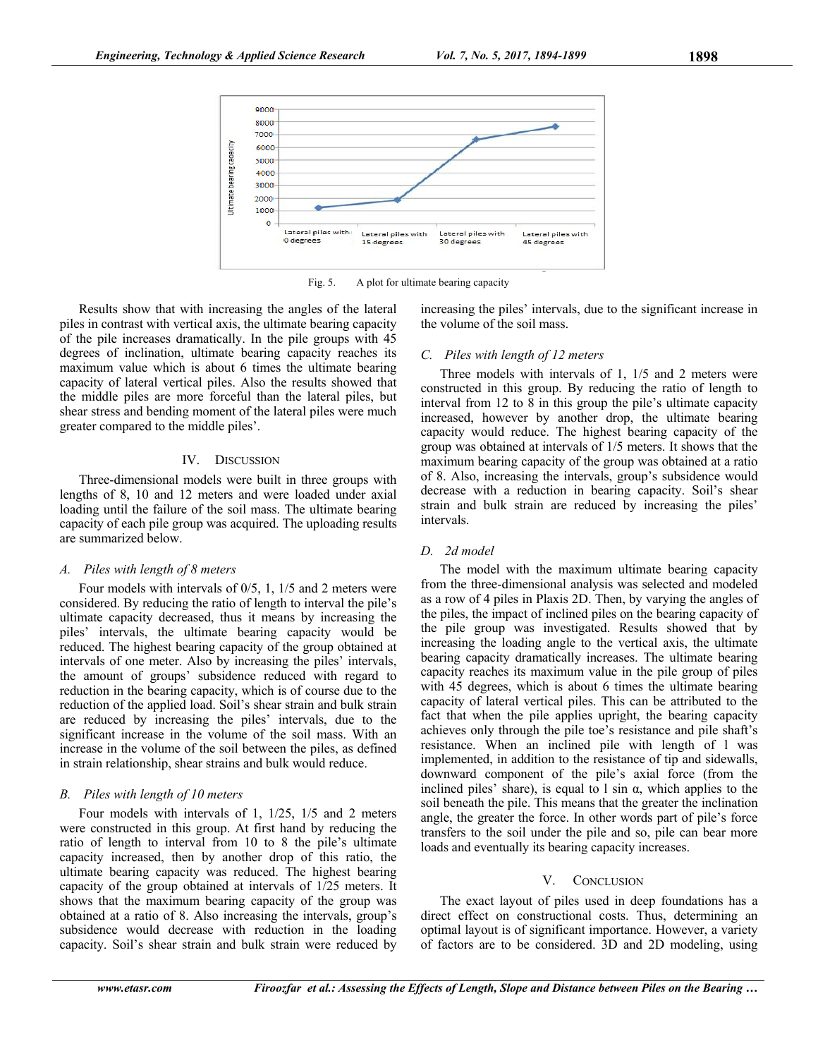Fig. 5. A plot for ultimate bearing capacity

Results show that with increasing the angles of the lateral piles in contrast with vertical axis, the ultimate bearing capacity of the pile increases dramatically. In the pile groups with 45 degrees of inclination, ultimate bearing capacity reaches its maximum value which is about 6 times the ultimate bearing capacity of lateral vertical piles. Also the results showed that the middle piles are more forceful than the lateral piles, but shear stress and bending moment of the lateral piles were much greater compared to the middle piles'.

## IV. Discussion

Three-dimensional models were built in three groups with lengths of 8, 10 and 12 meters and were loaded under axial loading until the failure of the soil mass. The ultimate bearing capacity of each pile group was acquired. The uploading results are summarized below.

### *A. Piles with length of 8 meters*

Four models with intervals of 0/5, 1, 1/5 and 2 meters were considered. By reducing the ratio of length to interval the pile's ultimate capacity decreased, thus it means by increasing the piles' intervals, the ultimate bearing capacity would be reduced. The highest bearing capacity of the group obtained at intervals of one meter. Also by increasing the piles' intervals, the amount of groups' subsidence reduced with regard to reduction in the bearing capacity, which is of course due to the reduction of the applied load. Soil's shear strain and bulk strain are reduced by increasing the piles' intervals, due to the significant increase in the volume of the soil mass. With an increase in the volume of the soil between the piles, as defined in strain relationship, shear strains and bulk would reduce.

### *B. Piles with length of 10 meters*

Four models with intervals of 1, 1/25, 1/5 and 2 meters were constructed in this group. At first hand by reducing the ratio of length to interval from 10 to 8 the pile's ultimate capacity increased, then by another drop of this ratio, the ultimate bearing capacity was reduced. The highest bearing capacity of the group obtained at intervals of 1/25 meters. It shows that the maximum bearing capacity of the group was obtained at a ratio of 8. Also increasing the intervals, group's subsidence would decrease with reduction in the loading capacity. Soil's shear strain and bulk strain were reduced by increasing the piles' intervals, due to the significant increase in the volume of the soil mass.

### *C. Piles with length of 12 meters*

Three models with intervals of 1, 1/5 and 2 meters were constructed in this group. By reducing the ratio of length to interval from 12 to 8 in this group the pile's ultimate capacity increased, however by another drop, the ultimate bearing capacity would reduce. The highest bearing capacity of the group was obtained at intervals of 1/5 meters. It shows that the maximum bearing capacity of the group was obtained at a ratio of 8. Also, increasing the intervals, group's subsidence would decrease with a reduction in bearing capacity. Soil's shear strain and bulk strain are reduced by increasing the piles' intervals.

### *D. 2d model*

The model with the maximum ultimate bearing capacity from the three-dimensional analysis was selected and modeled as a row of 4 piles in Plaxis 2D. Then, by varying the angles of the piles, the impact of inclined piles on the bearing capacity of the pile group was investigated. Results showed that by increasing the loading angle to the vertical axis, the ultimate bearing capacity dramatically increases. The ultimate bearing capacity reaches its maximum value in the pile group of piles with 45 degrees, which is about 6 times the ultimate bearing capacity of lateral vertical piles. This can be attributed to the fact that when the pile applies upright, the bearing capacity achieves only through the pile toe's resistance and pile shaft's resistance. When an inclined pile with length of l was implemented, in addition to the resistance of tip and sidewalls, downward component of the pile's axial force (from the inclined piles' share), is equal to $l \sin \alpha$, which applies to the soil beneath the pile. This means that the greater the inclination angle, the greater the force. In other words part of pile's force transfers to the soil under the pile and so, pile can bear more loads and eventually its bearing capacity increases.

## V. Conclusion

The exact layout of piles used in deep foundations has a direct effect on constructional costs. Thus, determining an optimal layout is of significant importance. However, a variety of factors are to be considered. 3D and 2D modeling, using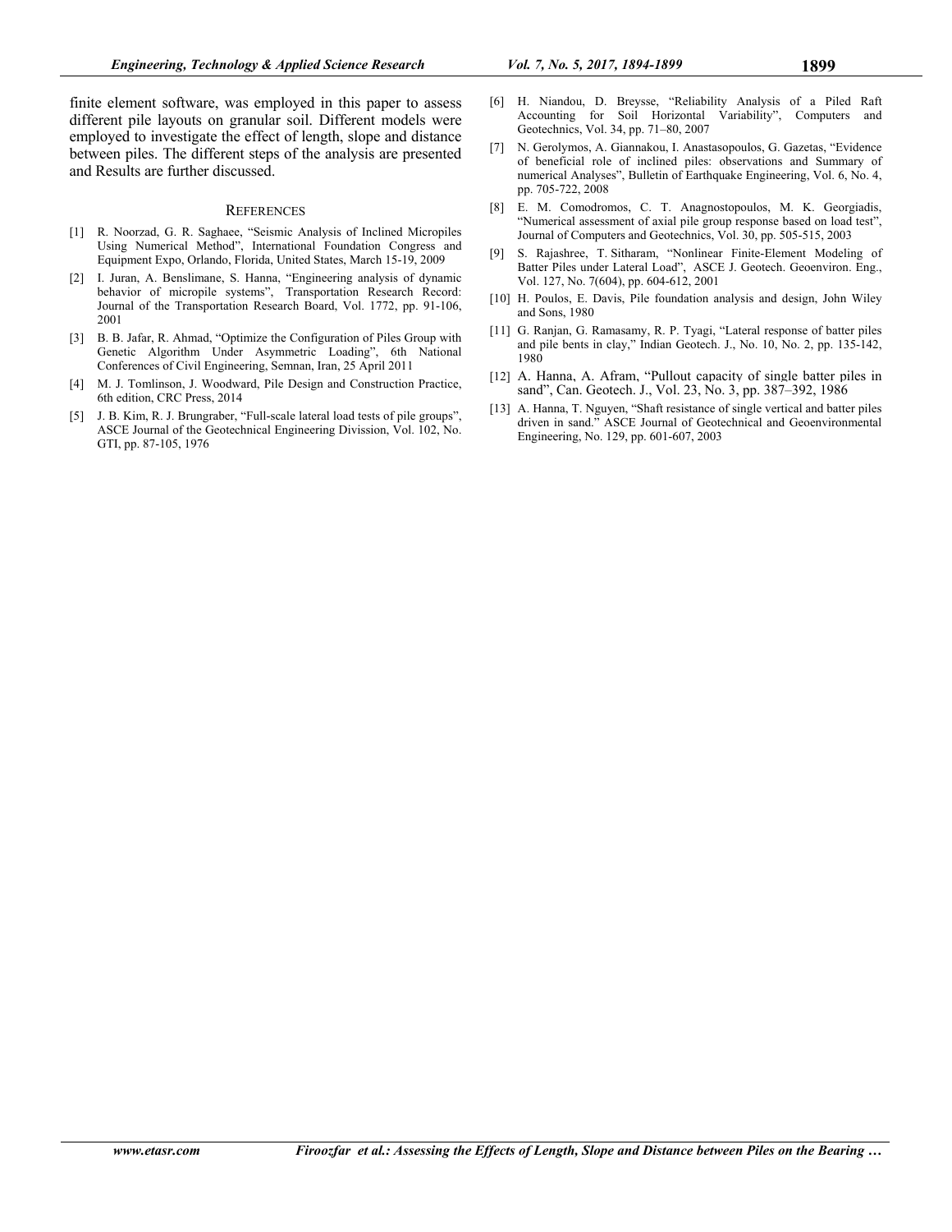finite element software, was employed in this paper to assess different pile layouts on granular soil. Different models were employed to investigate the effect of length, slope and distance between piles. The different steps of the analysis are presented and Results are further discussed.

## REFERENCES

[1] R. Noorzad, G. R. Saghaee, "Seismic Analysis of Inclined Micropiles Using Numerical Method", International Foundation Congress and Equipment Expo, Orlando, Florida, United States, March 15-19, 2009

[2] I. Juran, A. Benslimane, S. Hanna, "Engineering analysis of dynamic behavior of micropile systems", Transportation Research Record: Journal of the Transportation Research Board, Vol. 1772, pp. 91-106, 2001

[3] B. B. Jafar, R. Ahmad, "Optimize the Configuration of Piles Group with Genetic Algorithm Under Asymmetric Loading", 6th National Conferences of Civil Engineering, Semnan, Iran, 25 April 2011

[4] M. J. Tomlinson, J. Woodward, Pile Design and Construction Practice, 6th edition, CRC Press, 2014

[5] J. B. Kim, R. J. Brungraber, "Full-scale lateral load tests of pile groups", ASCE Journal of the Geotechnical Engineering Divission, Vol. 102, No. GTI, pp. 87-105, 1976

[6] H. Niandou, D. Breysse, "Reliability Analysis of a Piled Raft Accounting for Soil Horizontal Variability", Computers and Geotechnics, Vol. 34, pp. 71–80, 2007

[7] N. Gerolymos, A. Giannakou, I. Anastasopoulos, G. Gazetas, "Evidence of beneficial role of inclined piles: observations and Summary of numerical Analyses", Bulletin of Earthquake Engineering, Vol. 6, No. 4, pp. 705-722, 2008

[8] E. M. Comodromos, C. T. Anagnostopoulos, M. K. Georgiadis, "Numerical assessment of axial pile group response based on load test", Journal of Computers and Geotechnics, Vol. 30, pp. 505-515, 2003

[9] S. Rajashree, T. Sitharam, "Nonlinear Finite-Element Modeling of Batter Piles under Lateral Load", ASCE J. Geotech. Geoenviron. Eng., Vol. 127, No. 7(604), pp. 604-612, 2001

[10] H. Poulos, E. Davis, Pile foundation analysis and design, John Wiley and Sons, 1980

[11] G. Ranjan, G. Ramasamy, R. P. Tyagi, "Lateral response of batter piles and pile bents in clay," Indian Geotech. J., No. 10, No. 2, pp. 135-142, 1980

[12] A. Hanna, A. Afram, "Pullout capacity of single batter piles in sand", Can. Geotech. J., Vol. 23, No. 3, pp. 387–392, 1986

[13] A. Hanna, T. Nguyen, "Shaft resistance of single vertical and batter piles driven in sand." ASCE Journal of Geotechnical and Geoenvironmental Engineering, No. 129, pp. 601-607, 2003